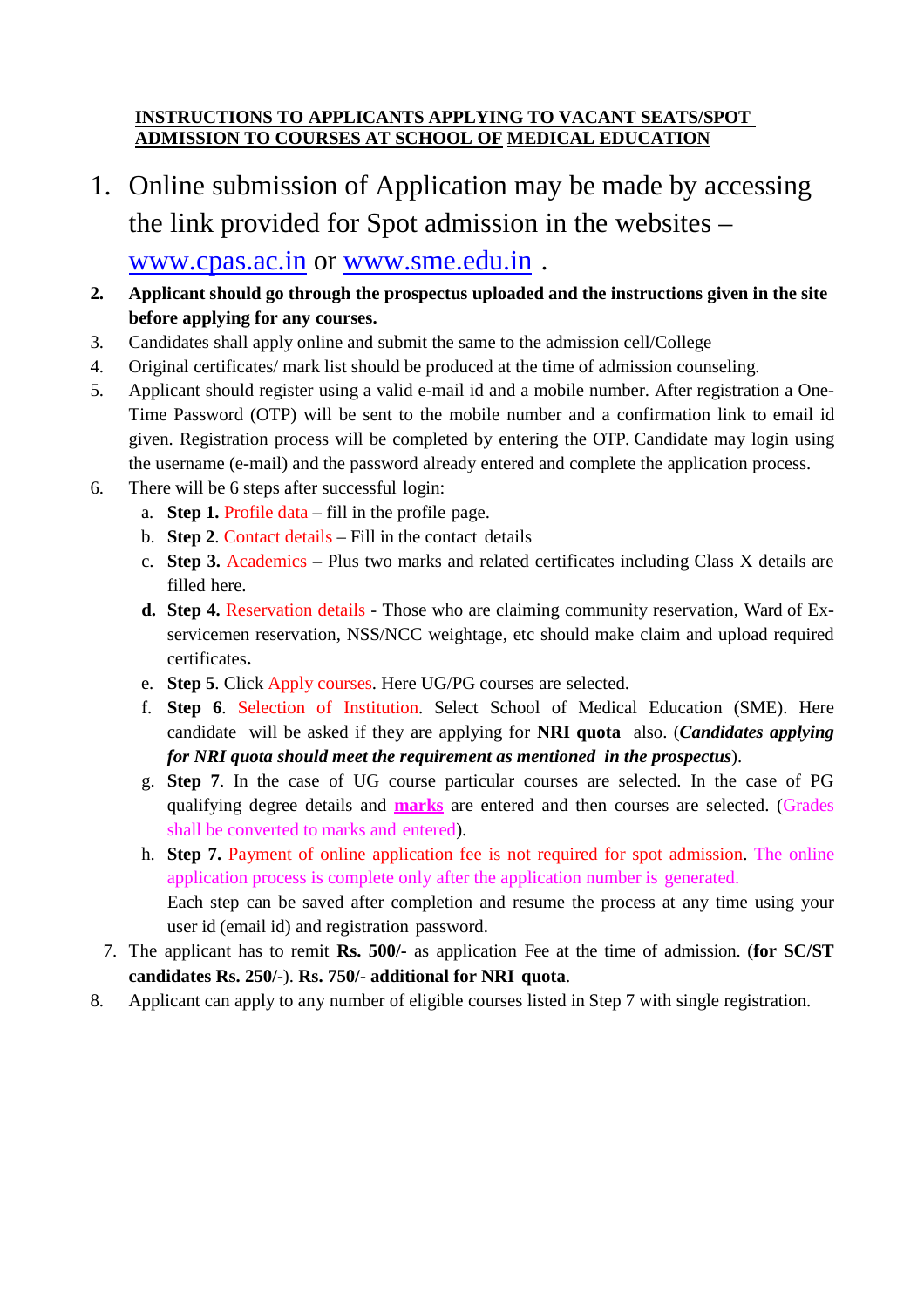**INSTRUCTIONS TO APPLICANTS APPLYING TO VACANT SEATS/SPOT ADMISSION TO COURSES AT SCHOOL OF MEDICAL EDUCATION**

1. Online submission of Application may be made by accessing the link provided for Spot admission in the websites – www.cpas.ac.in or www.sme.edu.in .
2. **Applicant should go through the prospectus uploaded and the instructions given in the site before applying for any courses.**
3. Candidates shall apply online and submit the same to the admission cell/College
4. Original certificates/ mark list should be produced at the time of admission counseling.
5. Applicant should register using a valid e-mail id and a mobile number. After registration a One-Time Password (OTP) will be sent to the mobile number and a confirmation link to email id given. Registration process will be completed by entering the OTP. Candidate may login using the username (e-mail) and the password already entered and complete the application process.
6. There will be 6 steps after successful login:
   a. **Step 1.** Profile data – fill in the profile page.
   b. **Step 2**. Contact details – Fill in the contact details
   c. **Step 3.** Academics – Plus two marks and related certificates including Class X details are filled here.
   d. **Step 4.** Reservation details - Those who are claiming community reservation, Ward of Ex-servicemen reservation, NSS/NCC weightage, etc should make claim and upload required certificates**.**
   e. **Step 5**. Click Apply courses. Here UG/PG courses are selected.
   f. **Step 6**. Selection of Institution. Select School of Medical Education (SME). Here candidate will be asked if they are applying for **NRI quota** also. (***Candidates applying for NRI quota should meet the requirement as mentioned in the prospectus***).
   g. **Step 7**. In the case of UG course particular courses are selected. In the case of PG qualifying degree details and **marks** are entered and then courses are selected. (Grades shall be converted to marks and entered).
   h. **Step 7.** Payment of online application fee is not required for spot admission. The online application process is complete only after the application number is generated.
      Each step can be saved after completion and resume the process at any time using your user id (email id) and registration password.
7. The applicant has to remit **Rs. 500/-** as application Fee at the time of admission. (**for SC/ST candidates Rs. 250/-**). **Rs. 750/- additional for NRI quota**.
8. Applicant can apply to any number of eligible courses listed in Step 7 with single registration.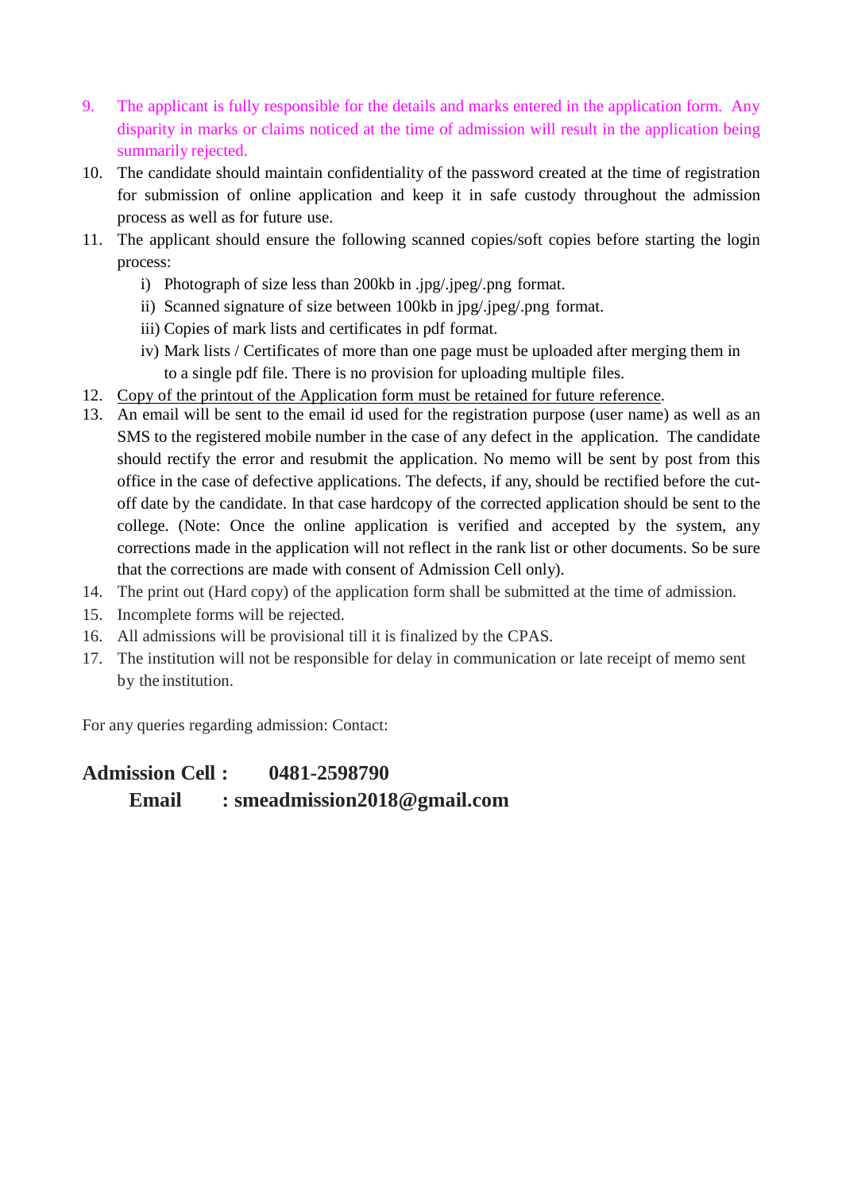9. The applicant is fully responsible for the details and marks entered in the application form. Any disparity in marks or claims noticed at the time of admission will result in the application being summarily rejected.
10. The candidate should maintain confidentiality of the password created at the time of registration for submission of online application and keep it in safe custody throughout the admission process as well as for future use.
11. The applicant should ensure the following scanned copies/soft copies before starting the login process:
    i) Photograph of size less than 200kb in .jpg/.jpeg/.png format.
    ii) Scanned signature of size between 100kb in jpg/.jpeg/.png format.
    iii) Copies of mark lists and certificates in pdf format.
    iv) Mark lists / Certificates of more than one page must be uploaded after merging them in to a single pdf file. There is no provision for uploading multiple files.
12. <u>Copy of the printout of the Application form must be retained for future reference</u>.
13. An email will be sent to the email id used for the registration purpose (user name) as well as an SMS to the registered mobile number in the case of any defect in the application. The candidate should rectify the error and resubmit the application. No memo will be sent by post from this office in the case of defective applications. The defects, if any, should be rectified before the cut-off date by the candidate. In that case hardcopy of the corrected application should be sent to the college. (Note: Once the online application is verified and accepted by the system, any corrections made in the application will not reflect in the rank list or other documents. So be sure that the corrections are made with consent of Admission Cell only).
14. The print out (Hard copy) of the application form shall be submitted at the time of admission.
15. Incomplete forms will be rejected.
16. All admissions will be provisional till it is finalized by the CPAS.
17. The institution will not be responsible for delay in communication or late receipt of memo sent by the institution.

For any queries regarding admission: Contact:

**Admission Cell : 0481-2598790**

**Email : smeadmission2018@gmail.com**